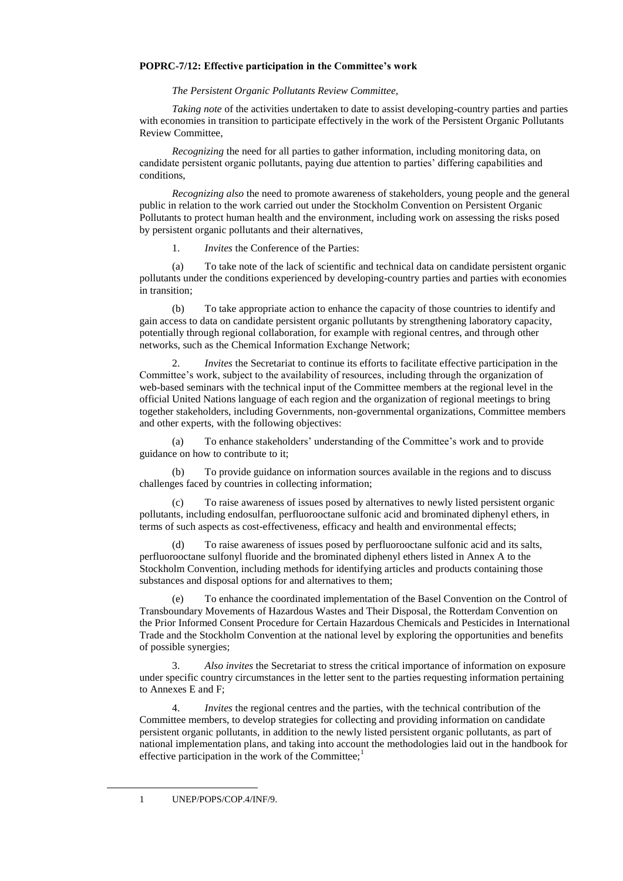**POPRC-7/12: Effective participation in the Committee's work**

*The Persistent Organic Pollutants Review Committee,*

*Taking note* of the activities undertaken to date to assist developing-country parties and parties with economies in transition to participate effectively in the work of the Persistent Organic Pollutants Review Committee,

*Recognizing* the need for all parties to gather information, including monitoring data, on candidate persistent organic pollutants, paying due attention to parties' differing capabilities and conditions,

*Recognizing also* the need to promote awareness of stakeholders, young people and the general public in relation to the work carried out under the Stockholm Convention on Persistent Organic Pollutants to protect human health and the environment, including work on assessing the risks posed by persistent organic pollutants and their alternatives,

1. *Invites* the Conference of the Parties:

(a) To take note of the lack of scientific and technical data on candidate persistent organic pollutants under the conditions experienced by developing-country parties and parties with economies in transition;

(b) To take appropriate action to enhance the capacity of those countries to identify and gain access to data on candidate persistent organic pollutants by strengthening laboratory capacity, potentially through regional collaboration, for example with regional centres, and through other networks, such as the Chemical Information Exchange Network;

2. *Invites* the Secretariat to continue its efforts to facilitate effective participation in the Committee's work, subject to the availability of resources, including through the organization of web-based seminars with the technical input of the Committee members at the regional level in the official United Nations language of each region and the organization of regional meetings to bring together stakeholders, including Governments, non-governmental organizations, Committee members and other experts, with the following objectives:

(a) To enhance stakeholders' understanding of the Committee's work and to provide guidance on how to contribute to it;

(b) To provide guidance on information sources available in the regions and to discuss challenges faced by countries in collecting information;

(c) To raise awareness of issues posed by alternatives to newly listed persistent organic pollutants, including endosulfan, perfluorooctane sulfonic acid and brominated diphenyl ethers, in terms of such aspects as cost-effectiveness, efficacy and health and environmental effects;

(d) To raise awareness of issues posed by perfluorooctane sulfonic acid and its salts, perfluorooctane sulfonyl fluoride and the brominated diphenyl ethers listed in Annex A to the Stockholm Convention, including methods for identifying articles and products containing those substances and disposal options for and alternatives to them;

(e) To enhance the coordinated implementation of the Basel Convention on the Control of Transboundary Movements of Hazardous Wastes and Their Disposal, the Rotterdam Convention on the Prior Informed Consent Procedure for Certain Hazardous Chemicals and Pesticides in International Trade and the Stockholm Convention at the national level by exploring the opportunities and benefits of possible synergies;

3. *Also invites* the Secretariat to stress the critical importance of information on exposure under specific country circumstances in the letter sent to the parties requesting information pertaining to Annexes E and F;

4. *Invites* the regional centres and the parties, with the technical contribution of the Committee members, to develop strategies for collecting and providing information on candidate persistent organic pollutants, in addition to the newly listed persistent organic pollutants, as part of national implementation plans, and taking into account the methodologies laid out in the handbook for effective participation in the work of the Committee;[1]

[1] UNEP/POPS/COP.4/INF/9.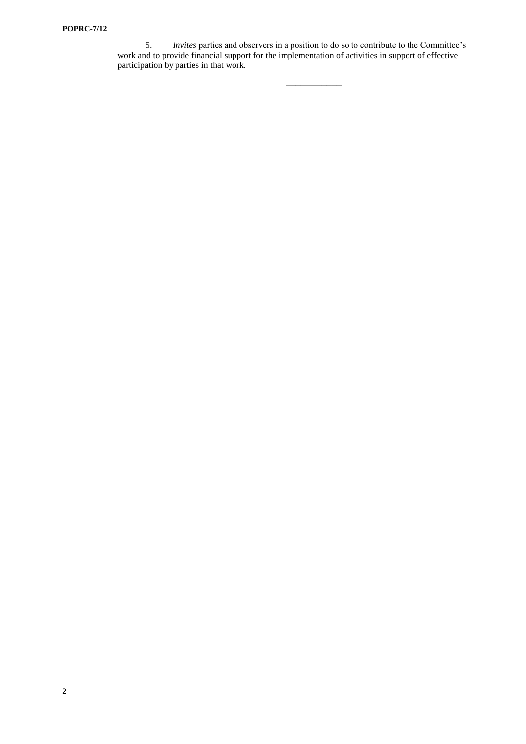5. *Invites* parties and observers in a position to do so to contribute to the Committee's work and to provide financial support for the implementation of activities in support of effective participation by parties in that work.

____________